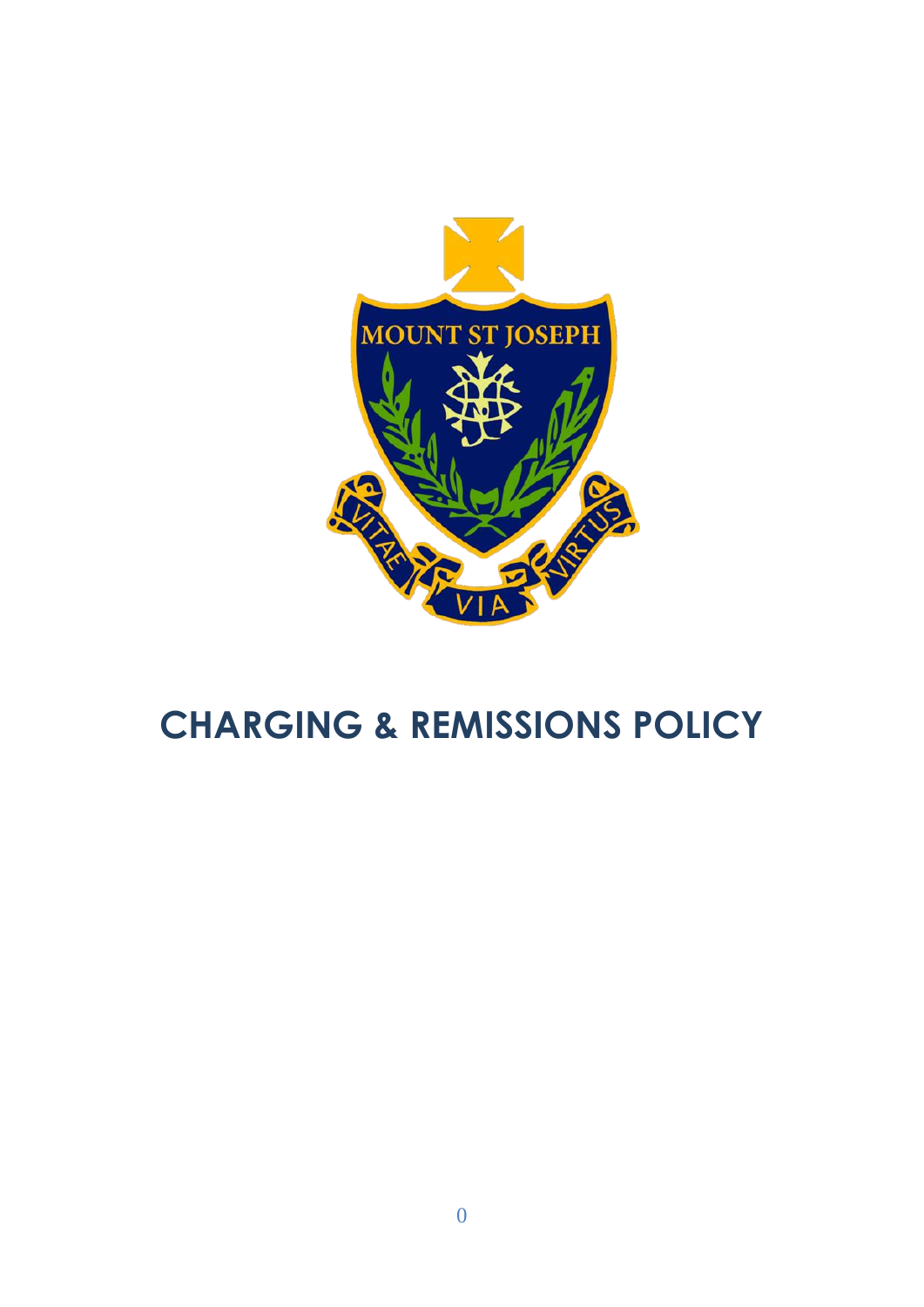# CHARGING & REMISSIONS POLICY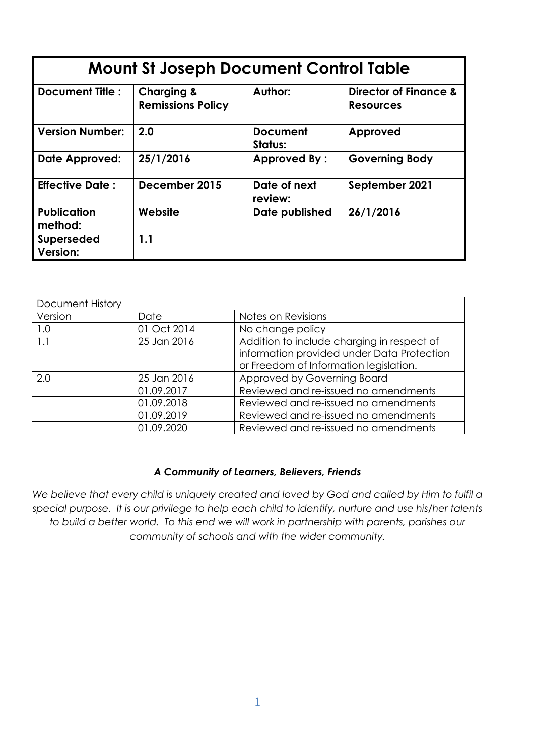| Mount St Joseph Document Control Table | | | |
|---|---|---|---|
| **Document Title :** | **Charging & Remissions Policy** | **Author:** | **Director of Finance & Resources** |
| **Version Number:** | **2.0** | **Document Status:** | **Approved** |
| **Date Approved:** | **25/1/2016** | **Approved By :** | **Governing Body** |
| **Effective Date :** | **December 2015** | **Date of next review:** | **September 2021** |
| **Publication method:** | **Website** | **Date published** | **26/1/2016** |
| **Superseded Version:** | **1.1** | | |

| Document History | | |
|---|---|---|
| Version | Date | Notes on Revisions |
| 1.0 | 01 Oct 2014 | No change policy |
| 1.1 | 25 Jan 2016 | Addition to include charging in respect of information provided under Data Protection or Freedom of Information legislation. |
| 2.0 | 25 Jan 2016 | Approved by Governing Board |
| | 01.09.2017 | Reviewed and re-issued no amendments |
| | 01.09.2018 | Reviewed and re-issued no amendments |
| | 01.09.2019 | Reviewed and re-issued no amendments |
| | 01.09.2020 | Reviewed and re-issued no amendments |

***A Community of Learners, Believers, Friends***

*We believe that every child is uniquely created and loved by God and called by Him to fulfil a special purpose. It is our privilege to help each child to identify, nurture and use his/her talents to build a better world. To this end we will work in partnership with parents, parishes our community of schools and with the wider community.*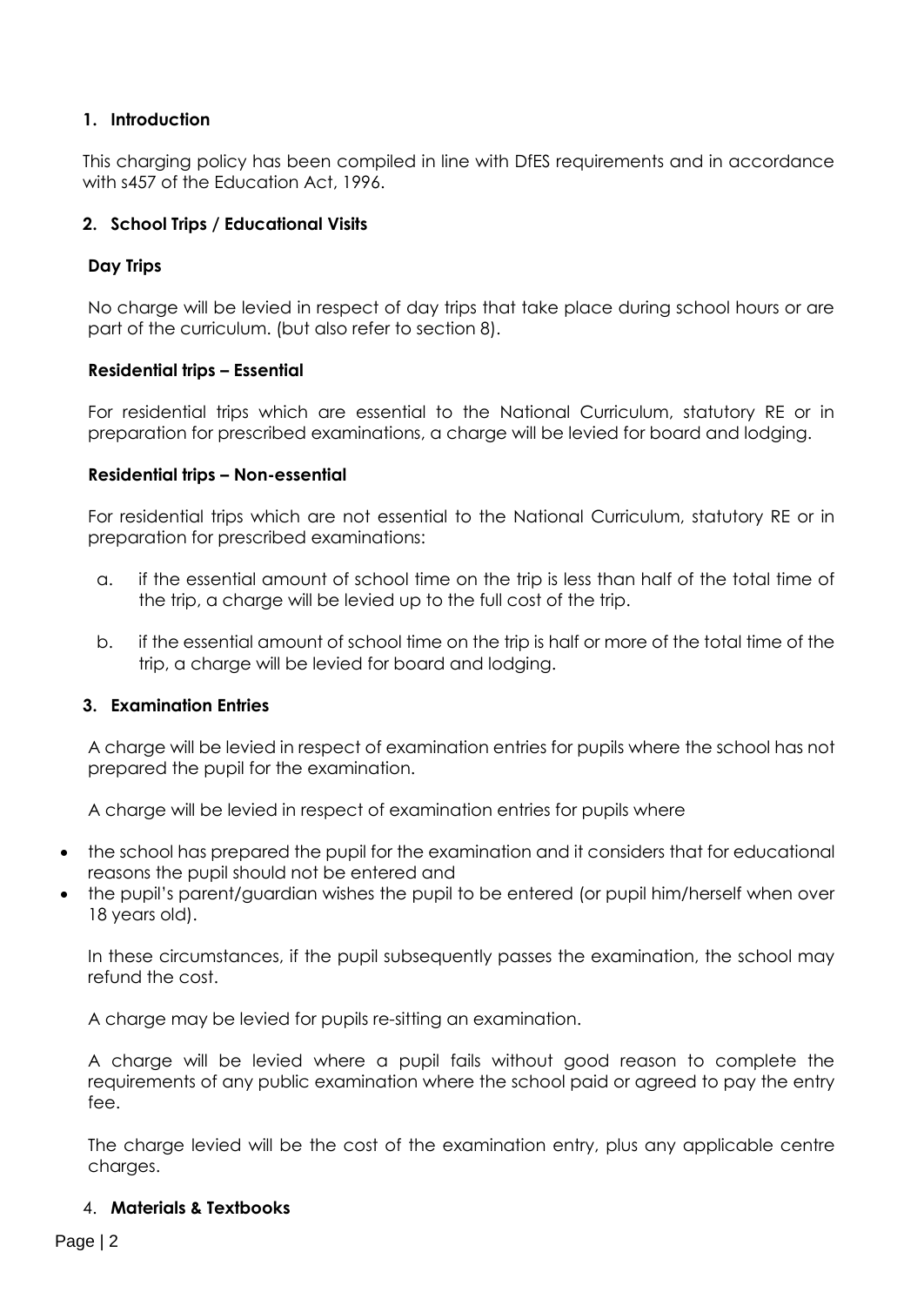## 1. Introduction

This charging policy has been compiled in line with DfES requirements and in accordance with s457 of the Education Act, 1996.

## 2. School Trips / Educational Visits

### Day Trips

No charge will be levied in respect of day trips that take place during school hours or are part of the curriculum. (but also refer to section 8).

### Residential trips – Essential

For residential trips which are essential to the National Curriculum, statutory RE or in preparation for prescribed examinations, a charge will be levied for board and lodging.

### Residential trips – Non-essential

For residential trips which are not essential to the National Curriculum, statutory RE or in preparation for prescribed examinations:

a. if the essential amount of school time on the trip is less than half of the total time of the trip, a charge will be levied up to the full cost of the trip.

b. if the essential amount of school time on the trip is half or more of the total time of the trip, a charge will be levied for board and lodging.

## 3. Examination Entries

A charge will be levied in respect of examination entries for pupils where the school has not prepared the pupil for the examination.

A charge will be levied in respect of examination entries for pupils where

- the school has prepared the pupil for the examination and it considers that for educational reasons the pupil should not be entered and
- the pupil's parent/guardian wishes the pupil to be entered (or pupil him/herself when over 18 years old).

In these circumstances, if the pupil subsequently passes the examination, the school may refund the cost.

A charge may be levied for pupils re-sitting an examination.

A charge will be levied where a pupil fails without good reason to complete the requirements of any public examination where the school paid or agreed to pay the entry fee.

The charge levied will be the cost of the examination entry, plus any applicable centre charges.

## 4. Materials & Textbooks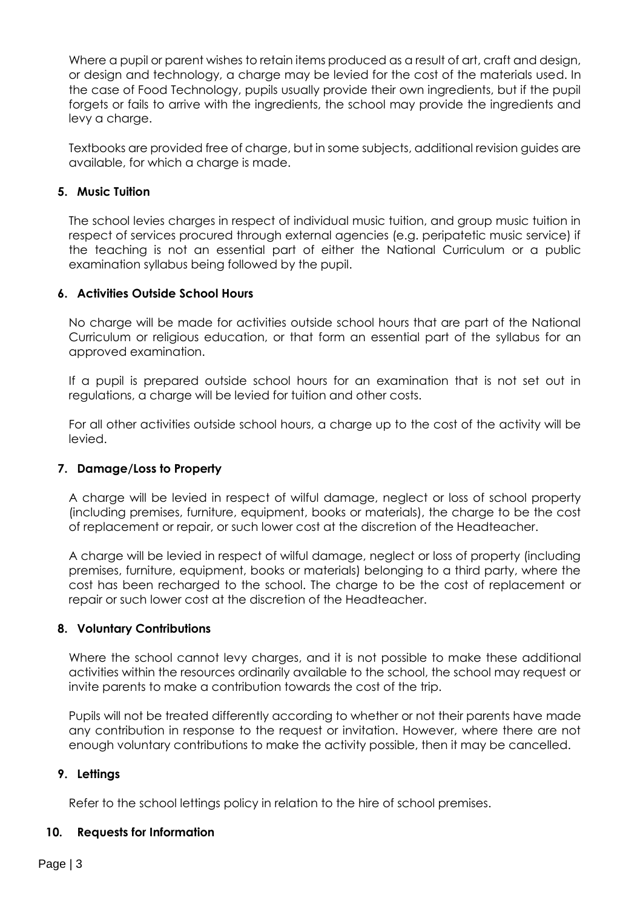Where a pupil or parent wishes to retain items produced as a result of art, craft and design, or design and technology, a charge may be levied for the cost of the materials used. In the case of Food Technology, pupils usually provide their own ingredients, but if the pupil forgets or fails to arrive with the ingredients, the school may provide the ingredients and levy a charge.

Textbooks are provided free of charge, but in some subjects, additional revision guides are available, for which a charge is made.

## 5. Music Tuition

The school levies charges in respect of individual music tuition, and group music tuition in respect of services procured through external agencies (e.g. peripatetic music service) if the teaching is not an essential part of either the National Curriculum or a public examination syllabus being followed by the pupil.

## 6. Activities Outside School Hours

No charge will be made for activities outside school hours that are part of the National Curriculum or religious education, or that form an essential part of the syllabus for an approved examination.

If a pupil is prepared outside school hours for an examination that is not set out in regulations, a charge will be levied for tuition and other costs.

For all other activities outside school hours, a charge up to the cost of the activity will be levied.

## 7. Damage/Loss to Property

A charge will be levied in respect of wilful damage, neglect or loss of school property (including premises, furniture, equipment, books or materials), the charge to be the cost of replacement or repair, or such lower cost at the discretion of the Headteacher.

A charge will be levied in respect of wilful damage, neglect or loss of property (including premises, furniture, equipment, books or materials) belonging to a third party, where the cost has been recharged to the school. The charge to be the cost of replacement or repair or such lower cost at the discretion of the Headteacher.

## 8. Voluntary Contributions

Where the school cannot levy charges, and it is not possible to make these additional activities within the resources ordinarily available to the school, the school may request or invite parents to make a contribution towards the cost of the trip.

Pupils will not be treated differently according to whether or not their parents have made any contribution in response to the request or invitation. However, where there are not enough voluntary contributions to make the activity possible, then it may be cancelled.

## 9. Lettings

Refer to the school lettings policy in relation to the hire of school premises.

## 10. Requests for Information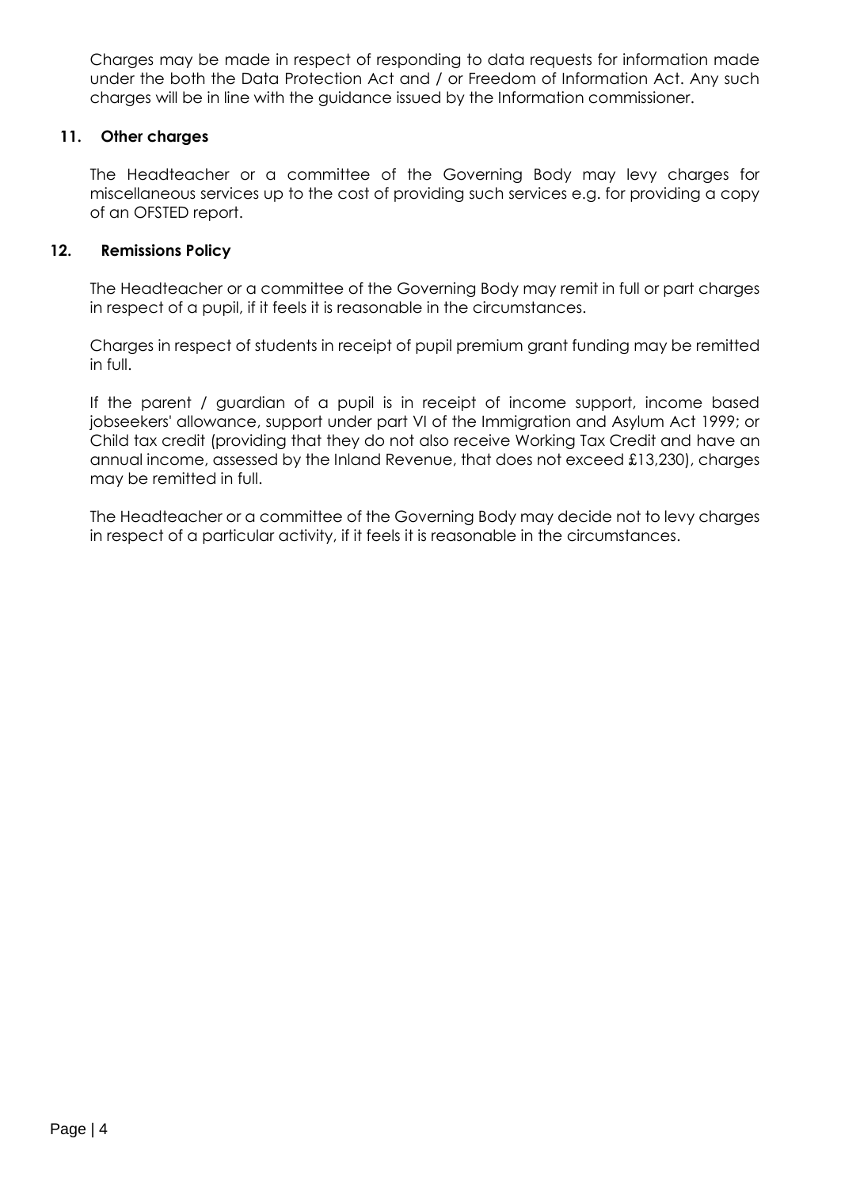Charges may be made in respect of responding to data requests for information made under the both the Data Protection Act and / or Freedom of Information Act. Any such charges will be in line with the guidance issued by the Information commissioner.

## 11. Other charges

The Headteacher or a committee of the Governing Body may levy charges for miscellaneous services up to the cost of providing such services e.g. for providing a copy of an OFSTED report.

## 12. Remissions Policy

The Headteacher or a committee of the Governing Body may remit in full or part charges in respect of a pupil, if it feels it is reasonable in the circumstances.

Charges in respect of students in receipt of pupil premium grant funding may be remitted in full.

If the parent / guardian of a pupil is in receipt of income support, income based jobseekers' allowance, support under part VI of the Immigration and Asylum Act 1999; or Child tax credit (providing that they do not also receive Working Tax Credit and have an annual income, assessed by the Inland Revenue, that does not exceed £13,230), charges may be remitted in full.

The Headteacher or a committee of the Governing Body may decide not to levy charges in respect of a particular activity, if it feels it is reasonable in the circumstances.